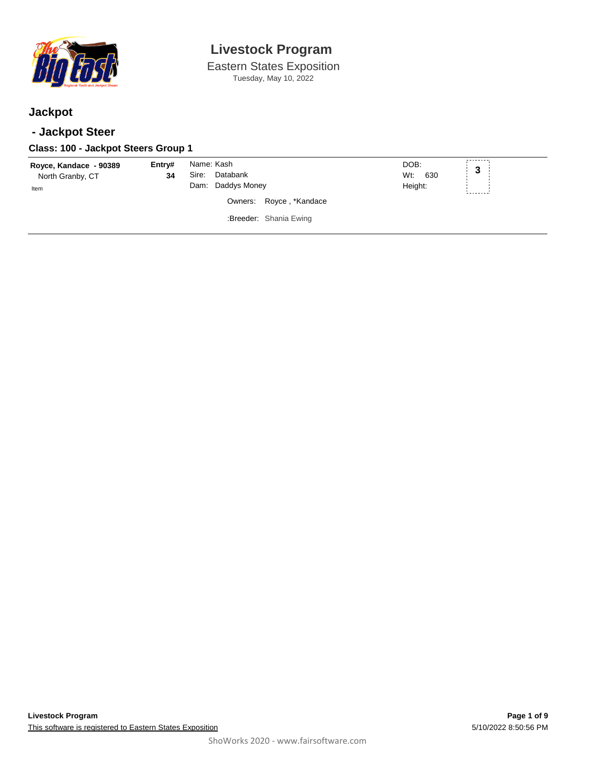# Livestock Program

Eastern States Exposition
Tuesday, May 10, 2022

## Jackpot

## - Jackpot Steer

### Class: 100 - Jackpot Steers Group 1

| Exhibitor | Entry# | Animal | Details | Place |
|---|---|---|---|---|
| **Royce, Kandace - 90389**<br>North Granby, CT<br>Item | **34** | Name: Kash<br>Sire: Databank<br>Dam: Daddys Money<br>Owners: Royce , *Kandace<br>:Breeder: Shania Ewing | DOB:<br>Wt: 630<br>Height: | **3** |

**Livestock Program**
This software is registered to Eastern States Exposition

5/10/2022 8:50:56 PM

ShoWorks 2020 - www.fairsoftware.com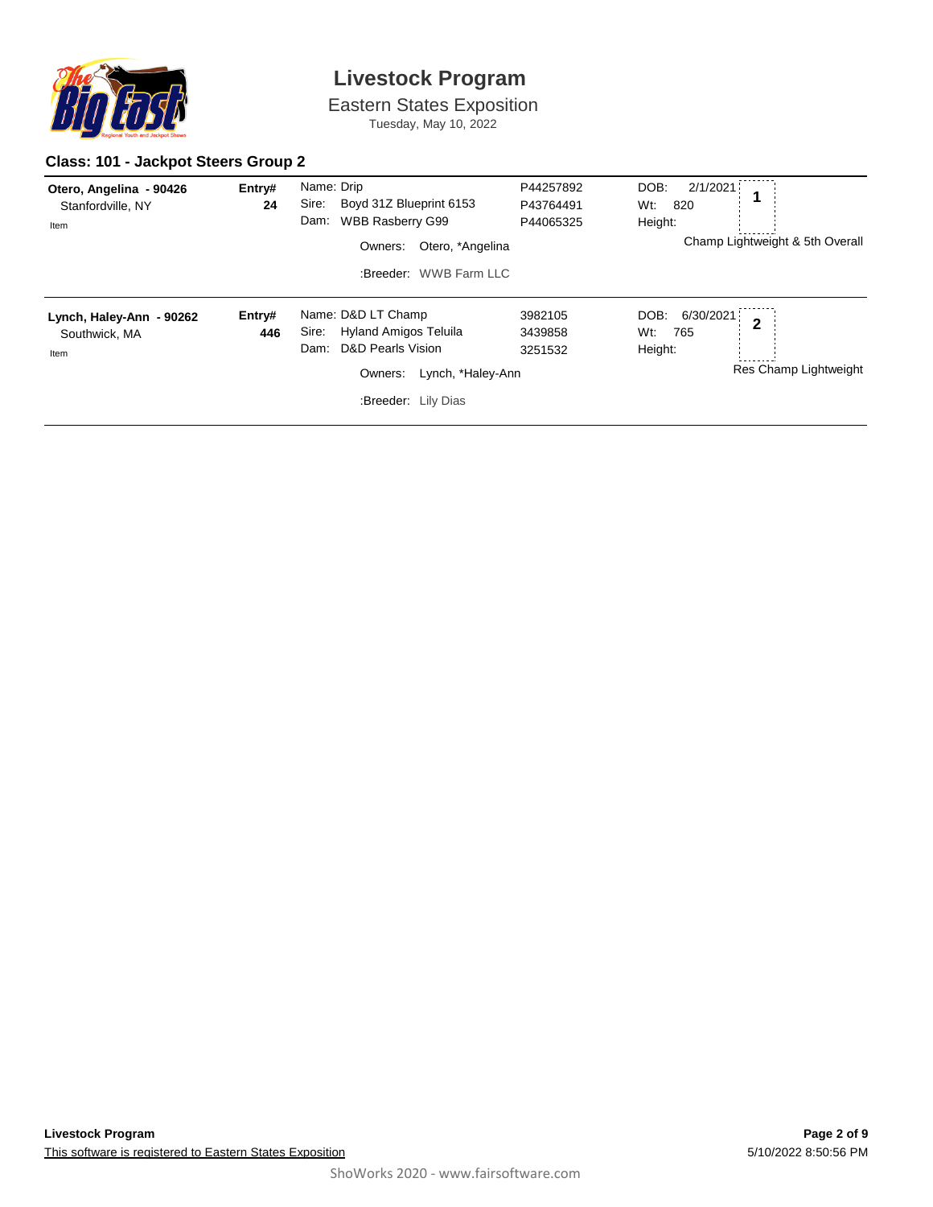# Livestock Program

Eastern States Exposition

Tuesday, May 10, 2022

### Class: 101 - Jackpot Steers Group 2

| Exhibitor | Entry# | Animal | Reg# | Details | Placing |
|---|---|---|---|---|---|
| **Otero, Angelina - 90426**<br>Stanfordville, NY<br>Item | **24** | Name: Drip<br>Sire: Boyd 31Z Blueprint 6153<br>Dam: WBB Rasberry G99<br>Owners: Otero, *Angelina<br>:Breeder: WWB Farm LLC | P44257892<br>P43764491<br>P44065325 | DOB: 2/1/2021<br>Wt: 820<br>Height: | **1**<br>Champ Lightweight & 5th Overall |
| **Lynch, Haley-Ann - 90262**<br>Southwick, MA<br>Item | **446** | Name: D&D LT Champ<br>Sire: Hyland Amigos Teluila<br>Dam: D&D Pearls Vision<br>Owners: Lynch, *Haley-Ann<br>:Breeder: Lily Dias | 3982105<br>3439858<br>3251532 | DOB: 6/30/2021<br>Wt: 765<br>Height: | **2**<br>Res Champ Lightweight |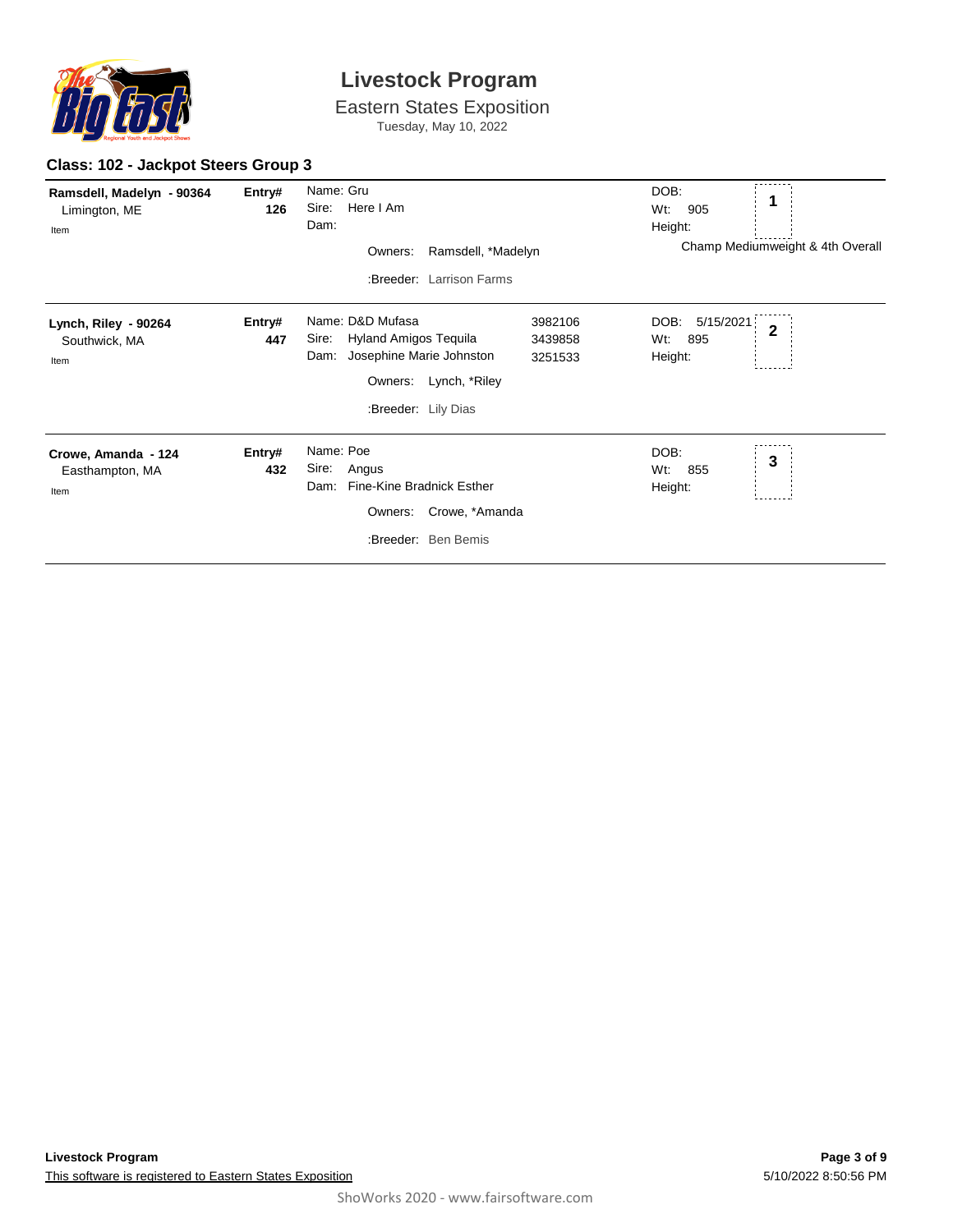# Livestock Program

Eastern States Exposition

Tuesday, May 10, 2022

## Class: 102 - Jackpot Steers Group 3

| Exhibitor | Entry# | Animal | | Details | Place |
|---|---|---|---|---|---|
| **Ramsdell, Madelyn - 90364**<br>Limington, ME<br>Item | **126** | Name: Gru<br>Sire: Here I Am<br>Dam:<br>Owners: Ramsdell, *Madelyn<br>:Breeder: Larrison Farms | | DOB:<br>Wt: 905<br>Height:<br>Champ Mediumweight & 4th Overall | 1 |
| **Lynch, Riley - 90264**<br>Southwick, MA<br>Item | **447** | Name: D&D Mufasa<br>Sire: Hyland Amigos Tequila<br>Dam: Josephine Marie Johnston<br>Owners: Lynch, *Riley<br>:Breeder: Lily Dias | 3982106<br>3439858<br>3251533 | DOB: 5/15/2021<br>Wt: 895<br>Height: | 2 |
| **Crowe, Amanda - 124**<br>Easthampton, MA<br>Item | **432** | Name: Poe<br>Sire: Angus<br>Dam: Fine-Kine Bradnick Esther<br>Owners: Crowe, *Amanda<br>:Breeder: Ben Bemis | | DOB:<br>Wt: 855<br>Height: | 3 |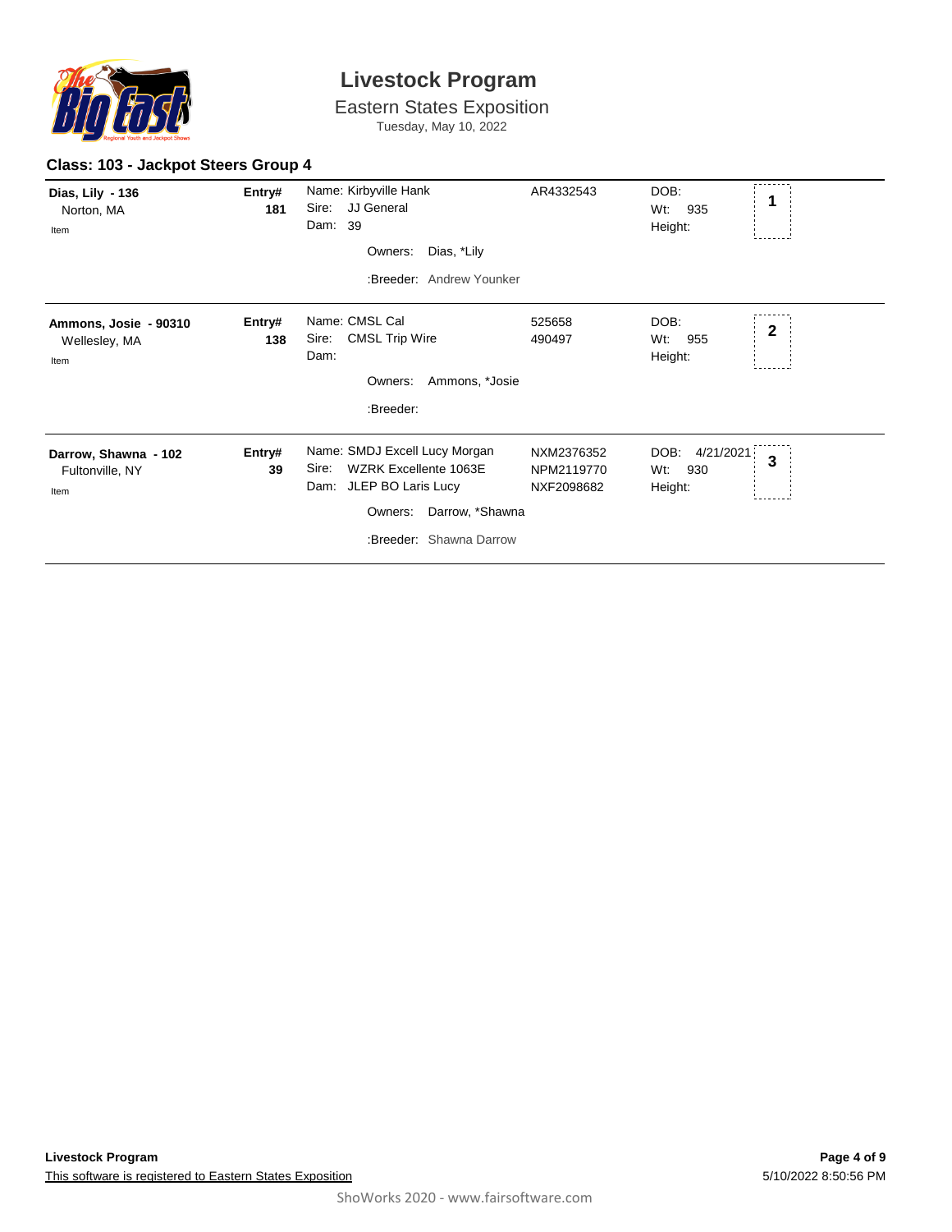# Livestock Program

Eastern States Exposition

Tuesday, May 10, 2022

## Class: 103 - Jackpot Steers Group 4

| Exhibitor | Entry# | Animal | Registration | Details | Place |
|---|---|---|---|---|---|
| **Dias, Lily - 136**<br>Norton, MA<br>Item | **181** | Name: Kirbyville Hank<br>Sire: JJ General<br>Dam: 39<br>Owners: Dias, *Lily<br>:Breeder: Andrew Younker | AR4332543 | DOB:<br>Wt: 935<br>Height: | 1 |
| **Ammons, Josie - 90310**<br>Wellesley, MA<br>Item | **138** | Name: CMSL Cal<br>Sire: CMSL Trip Wire<br>Dam:<br>Owners: Ammons, *Josie<br>:Breeder: | 525658<br>490497 | DOB:<br>Wt: 955<br>Height: | 2 |
| **Darrow, Shawna - 102**<br>Fultonville, NY<br>Item | **39** | Name: SMDJ Excell Lucy Morgan<br>Sire: WZRK Excellente 1063E<br>Dam: JLEP BO Laris Lucy<br>Owners: Darrow, *Shawna<br>:Breeder: Shawna Darrow | NXM2376352<br>NPM2119770<br>NXF2098682 | DOB: 4/21/2021<br>Wt: 930<br>Height: | 3 |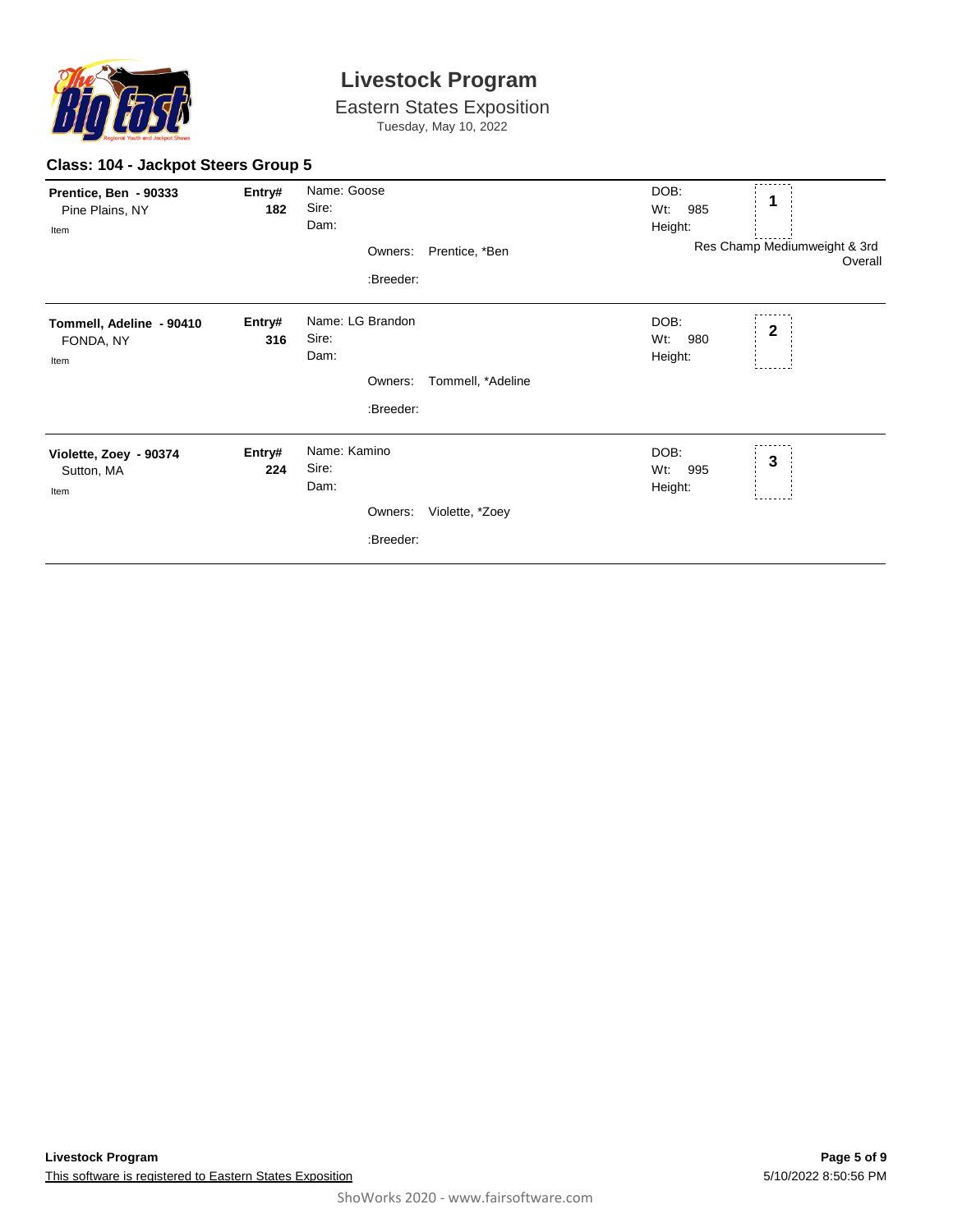# Livestock Program

Eastern States Exposition

Tuesday, May 10, 2022

### Class: 104 - Jackpot Steers Group 5

**Prentice, Ben - 90333**
Pine Plains, NY
Item

**Entry# 182**

Name: Goose
Sire:
Dam:

Owners: Prentice, *Ben

:Breeder:

DOB:
Wt: 985
Height:

**1**

Res Champ Mediumweight & 3rd Overall

---

**Tommell, Adeline - 90410**
FONDA, NY
Item

**Entry# 316**

Name: LG Brandon
Sire:
Dam:

Owners: Tommell, *Adeline

:Breeder:

DOB:
Wt: 980
Height:

**2**

---

**Violette, Zoey - 90374**
Sutton, MA
Item

**Entry# 224**

Name: Kamino
Sire:
Dam:

Owners: Violette, *Zoey

:Breeder:

DOB:
Wt: 995
Height:

**3**

---

**Livestock Program**

This software is registered to Eastern States Exposition

5/10/2022 8:50:56 PM

ShoWorks 2020 - www.fairsoftware.com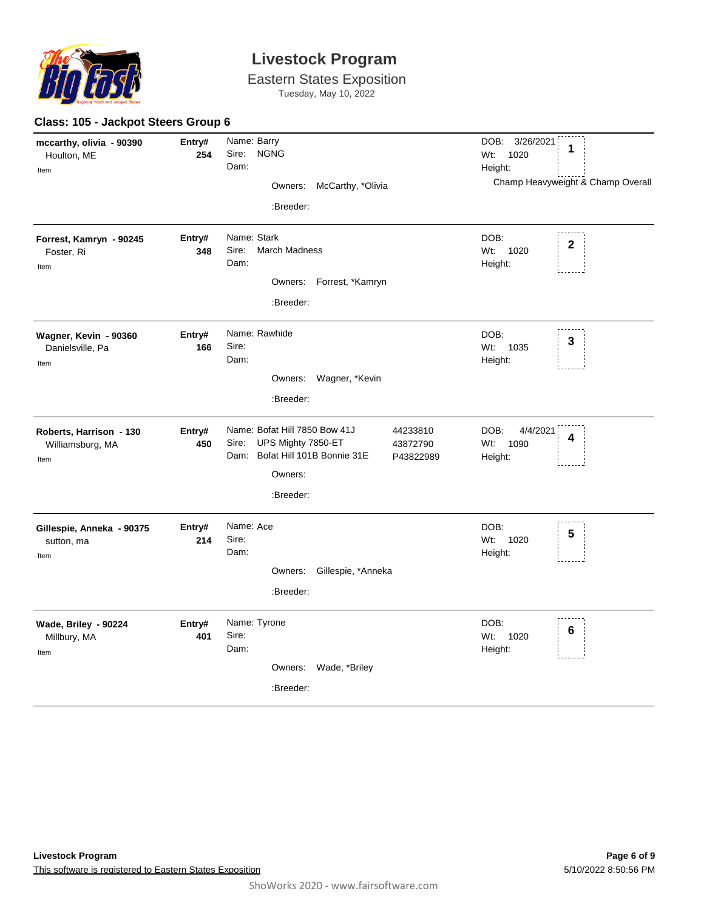# Livestock Program

Eastern States Exposition

Tuesday, May 10, 2022

## Class: 105 - Jackpot Steers Group 6

| Exhibitor | Entry# | Animal | | DOB / Wt / Height | Place |
|---|---|---|---|---|---|
| **mccarthy, olivia - 90390**<br>Houlton, ME<br>Item | **254** | Name: Barry<br>Sire: NGNG<br>Dam:<br>Owners: McCarthy, *Olivia<br>:Breeder: | | DOB: 3/26/2021<br>Wt: 1020<br>Height:<br>Champ Heavyweight & Champ Overall | **1** |
| **Forrest, Kamryn - 90245**<br>Foster, Ri<br>Item | **348** | Name: Stark<br>Sire: March Madness<br>Dam:<br>Owners: Forrest, *Kamryn<br>:Breeder: | | DOB:<br>Wt: 1020<br>Height: | **2** |
| **Wagner, Kevin - 90360**<br>Danielsville, Pa<br>Item | **166** | Name: Rawhide<br>Sire:<br>Dam:<br>Owners: Wagner, *Kevin<br>:Breeder: | | DOB:<br>Wt: 1035<br>Height: | **3** |
| **Roberts, Harrison - 130**<br>Williamsburg, MA<br>Item | **450** | Name: Bofat Hill 7850 Bow 41J<br>Sire: UPS Mighty 7850-ET<br>Dam: Bofat Hill 101B Bonnie 31E<br>Owners:<br>:Breeder: | 44233810<br>43872790<br>P43822989 | DOB: 4/4/2021<br>Wt: 1090<br>Height: | **4** |
| **Gillespie, Anneka - 90375**<br>sutton, ma<br>Item | **214** | Name: Ace<br>Sire:<br>Dam:<br>Owners: Gillespie, *Anneka<br>:Breeder: | | DOB:<br>Wt: 1020<br>Height: | **5** |
| **Wade, Briley - 90224**<br>Millbury, MA<br>Item | **401** | Name: Tyrone<br>Sire:<br>Dam:<br>Owners: Wade, *Briley<br>:Breeder: | | DOB:<br>Wt: 1020<br>Height: | **6** |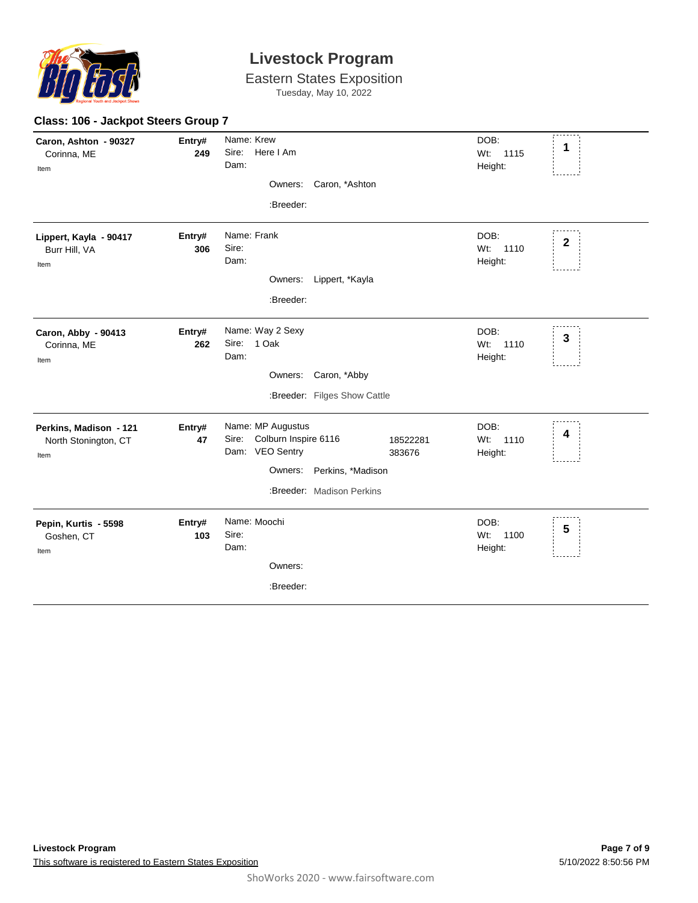# Livestock Program

Eastern States Exposition

Tuesday, May 10, 2022

## Class: 106 - Jackpot Steers Group 7

**Caron, Ashton - 90327**
Corinna, ME
Item

**Entry# 249**

Name: Krew
Sire: Here I Am
Dam:

Owners: Caron, *Ashton

:Breeder:

DOB:
Wt: 1115
Height:

**1**

---

**Lippert, Kayla - 90417**
Burr Hill, VA
Item

**Entry# 306**

Name: Frank
Sire:
Dam:

Owners: Lippert, *Kayla

:Breeder:

DOB:
Wt: 1110
Height:

**2**

---

**Caron, Abby - 90413**
Corinna, ME
Item

**Entry# 262**

Name: Way 2 Sexy
Sire: 1 Oak
Dam:

Owners: Caron, *Abby

:Breeder: Filges Show Cattle

DOB:
Wt: 1110
Height:

**3**

---

**Perkins, Madison - 121**
North Stonington, CT
Item

**Entry# 47**

Name: MP Augustus
Sire: Colburn Inspire 6116 18522281
Dam: VEO Sentry 383676

Owners: Perkins, *Madison

:Breeder: Madison Perkins

DOB:
Wt: 1110
Height:

**4**

---

**Pepin, Kurtis - 5598**
Goshen, CT
Item

**Entry# 103**

Name: Moochi
Sire:
Dam:

Owners:

:Breeder:

DOB:
Wt: 1100
Height:

**5**

---

**Livestock Program**

This software is registered to Eastern States Exposition

5/10/2022 8:50:56 PM

ShoWorks 2020 - www.fairsoftware.com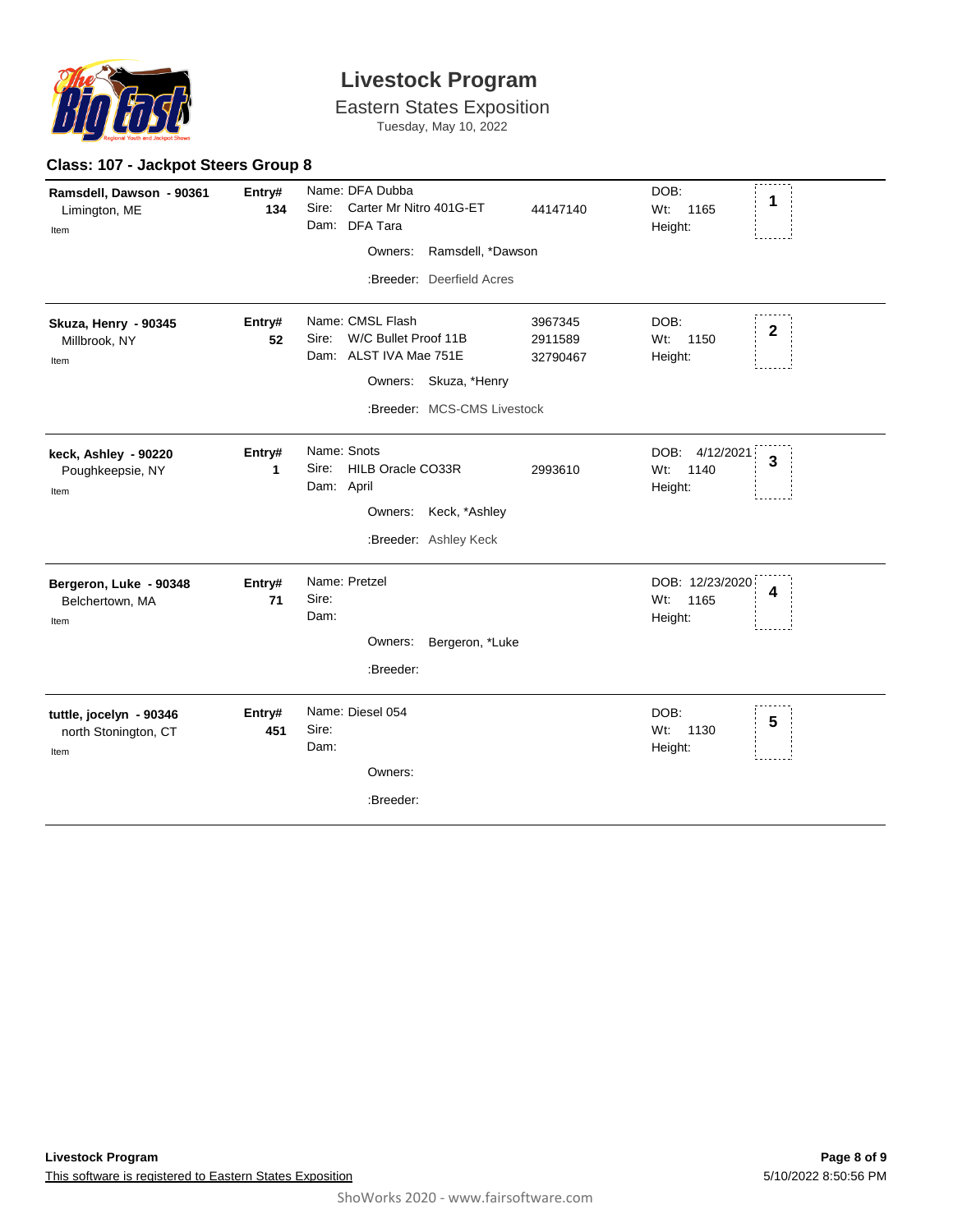# Livestock Program

Eastern States Exposition

Tuesday, May 10, 2022

## Class: 107 - Jackpot Steers Group 8

| Exhibitor | Entry# | Animal | Reg # | DOB / Wt / Height | Place |
|---|---|---|---|---|---|
| **Ramsdell, Dawson - 90361**<br>Limington, ME<br>Item | **134** | Name: DFA Dubba<br>Sire: Carter Mr Nitro 401G-ET<br>Dam: DFA Tara<br>Owners: Ramsdell, *Dawson<br>:Breeder: Deerfield Acres | <br>44147140 | DOB:<br>Wt: 1165<br>Height: | **1** |
| **Skuza, Henry - 90345**<br>Millbrook, NY<br>Item | **52** | Name: CMSL Flash<br>Sire: W/C Bullet Proof 11B<br>Dam: ALST IVA Mae 751E<br>Owners: Skuza, *Henry<br>:Breeder: MCS-CMS Livestock | 3967345<br>2911589<br>32790467 | DOB:<br>Wt: 1150<br>Height: | **2** |
| **keck, Ashley - 90220**<br>Poughkeepsie, NY<br>Item | **1** | Name: Snots<br>Sire: HILB Oracle CO33R<br>Dam: April<br>Owners: Keck, *Ashley<br>:Breeder: Ashley Keck | <br>2993610 | DOB: 4/12/2021<br>Wt: 1140<br>Height: | **3** |
| **Bergeron, Luke - 90348**<br>Belchertown, MA<br>Item | **71** | Name: Pretzel<br>Sire:<br>Dam:<br>Owners: Bergeron, *Luke<br>:Breeder: | | DOB: 12/23/2020<br>Wt: 1165<br>Height: | **4** |
| **tuttle, jocelyn - 90346**<br>north Stonington, CT<br>Item | **451** | Name: Diesel 054<br>Sire:<br>Dam:<br>Owners:<br>:Breeder: | | DOB:<br>Wt: 1130<br>Height: | **5** |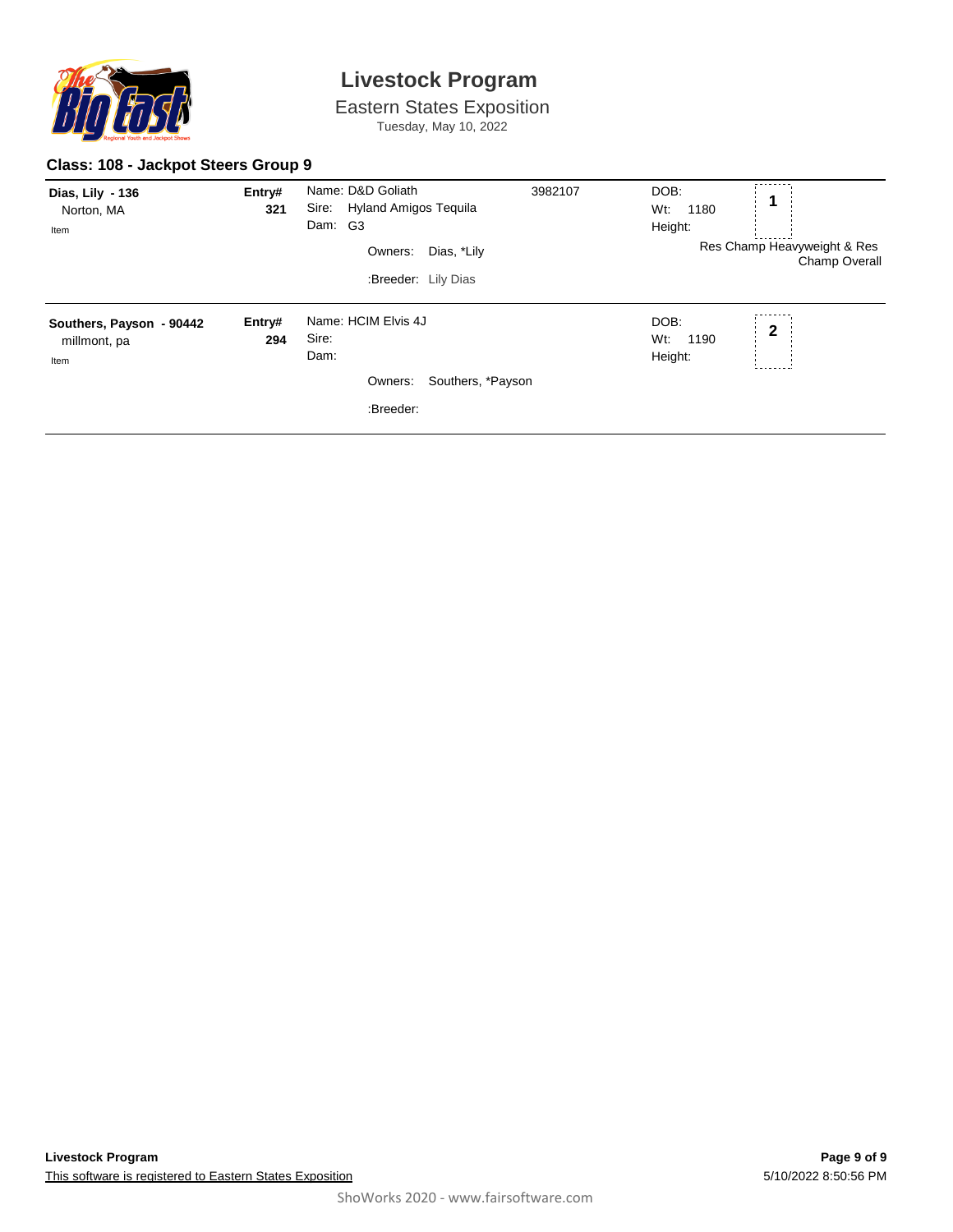# Livestock Program

Eastern States Exposition

Tuesday, May 10, 2022

### Class: 108 - Jackpot Steers Group 9

| | | | | |
|---|---|---|---|---|
| **Dias, Lily - 136**<br>Norton, MA<br>Item | **Entry#**<br>**321** | Name: D&D Goliath 3982107<br>Sire: Hyland Amigos Tequila<br>Dam: G3<br>Owners: Dias, *Lily<br>:Breeder: Lily Dias | DOB:<br>Wt: 1180<br>Height: | **1**<br>Res Champ Heavyweight & Res Champ Overall |
| **Southers, Payson - 90442**<br>millmont, pa<br>Item | **Entry#**<br>**294** | Name: HCIM Elvis 4J<br>Sire:<br>Dam:<br>Owners: Southers, *Payson<br>:Breeder: | DOB:<br>Wt: 1190<br>Height: | **2** |

**Livestock Program**

This software is registered to Eastern States Exposition

5/10/2022 8:50:56 PM

ShoWorks 2020 - www.fairsoftware.com